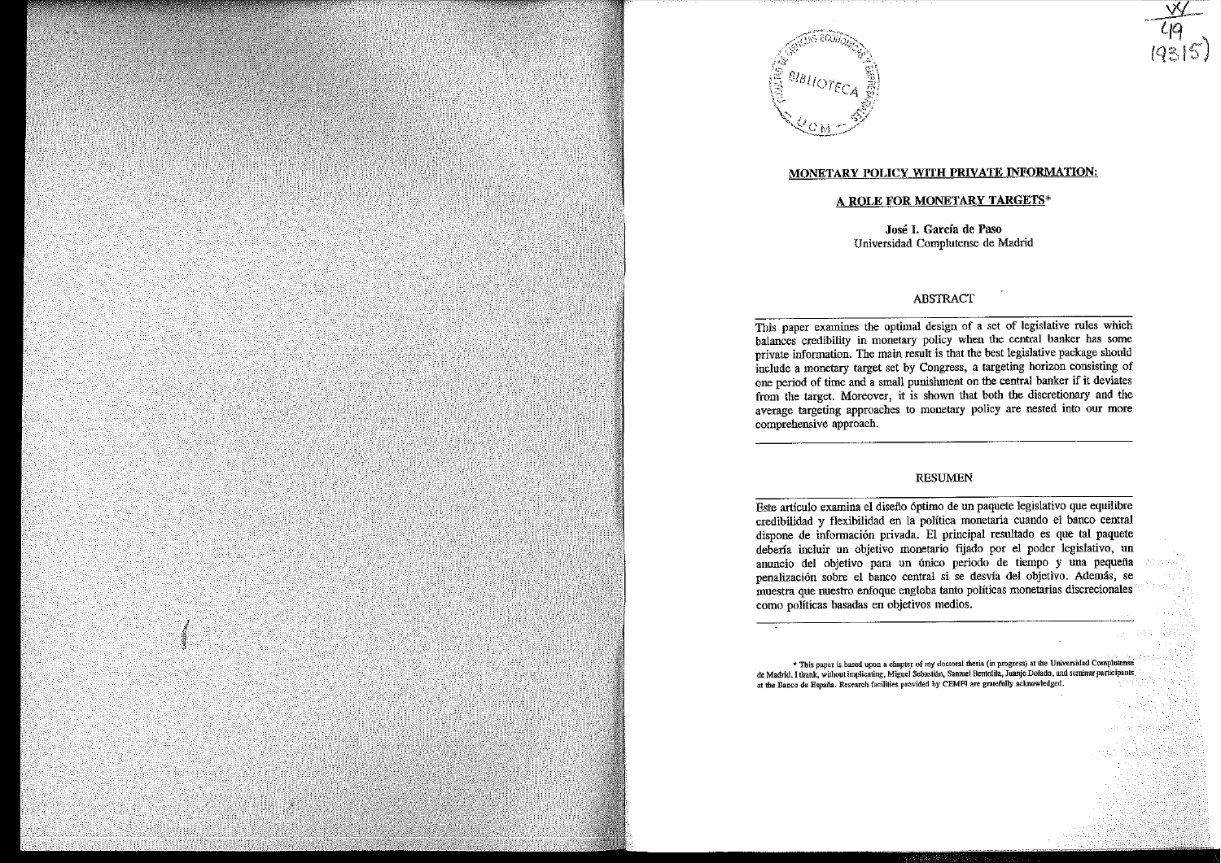# MONETARY POLICY WITH PRIVATE INFORMATION:

## A ROLE FOR MONETARY TARGETS*

**José I. García de Paso**
Universidad Complutense de Madrid

### ABSTRACT

This paper examines the optimal design of a set of legislative rules which balances credibility in monetary policy when the central banker has some private information. The main result is that the best legislative package should include a monetary target set by Congress, a targeting horizon consisting of one period of time and a small punishment on the central banker if it deviates from the target. Moreover, it is shown that both the discretionary and the average targeting approaches to monetary policy are nested into our more comprehensive approach.

### RESUMEN

Este artículo examina el diseño óptimo de un paquete legislativo que equilibre credibilidad y flexibilidad en la política monetaria cuando el banco central dispone de información privada. El principal resultado es que tal paquete debería incluir un objetivo monetario fijado por el poder legislativo, un anuncio del objetivo para un único periodo de tiempo y una pequeña penalización sobre el banco central si se desvía del objetivo. Además, se muestra que nuestro enfoque engloba tanto políticas monetarias discrecionales como políticas basadas en objetivos medios.

* This paper is based upon a chapter of my doctoral thesis (in progress) at the Universidad Complutense de Madrid. I thank, without implicating, Miguel Sebastián, Samuel Bentolila, Juanjo Dolado, and seminar participants at the Banco de España. Research facilities provided by CEMFI are gratefully acknowledged.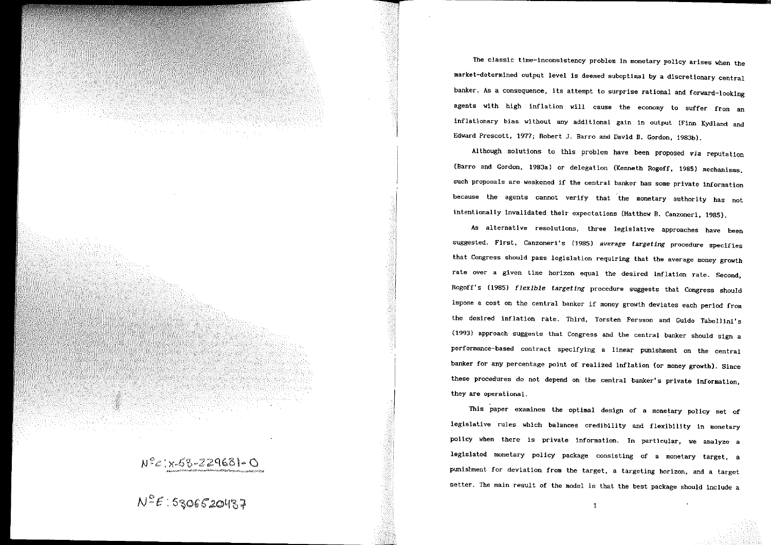The classic time-inconsistency problem in monetary policy arises when the market-determined output level is deemed suboptimal by a discretionary central banker. As a consequence, its attempt to surprise rational and forward-looking agents with high inflation will cause the economy to suffer from an inflationary bias without any additional gain in output (Finn Kydland and Edward Prescott, 1977; Robert J. Barro and David B. Gordon, 1983b).

Although solutions to this problem have been proposed *via* reputation (Barro and Gordon, 1983a) or delegation (Kenneth Rogoff, 1985) mechanisms, such proposals are weakened if the central banker has some private information because the agents cannot verify that the monetary authority has not intentionally invalidated their expectations (Matthew B. Canzoneri, 1985).

As alternative resolutions, three legislative approaches have been suggested. First, Canzoneri's (1985) *average targeting* procedure specifies that Congress should pass legislation requiring that the average money growth rate over a given time horizon equal the desired inflation rate. Second, Rogoff's (1985) *flexible targeting* procedure suggests that Congress should impose a cost on the central banker if money growth deviates each period from the desired inflation rate. Third, Torsten Persson and Guido Tabellini's (1993) approach suggests that Congress and the central banker should sign a performance-based contract specifying a linear punishment on the central banker for any percentage point of realized inflation (or money growth). Since these procedures do not depend on the central banker's private information, they are operational.

This paper examines the optimal design of a monetary policy set of legislative rules which balances credibility and flexibility in monetary policy when there is private information. In particular, we analyze a legislated monetary policy package consisting of a monetary target, a punishment for deviation from the target, a targeting horizon, and a target setter. The main result of the model is that the best package should include a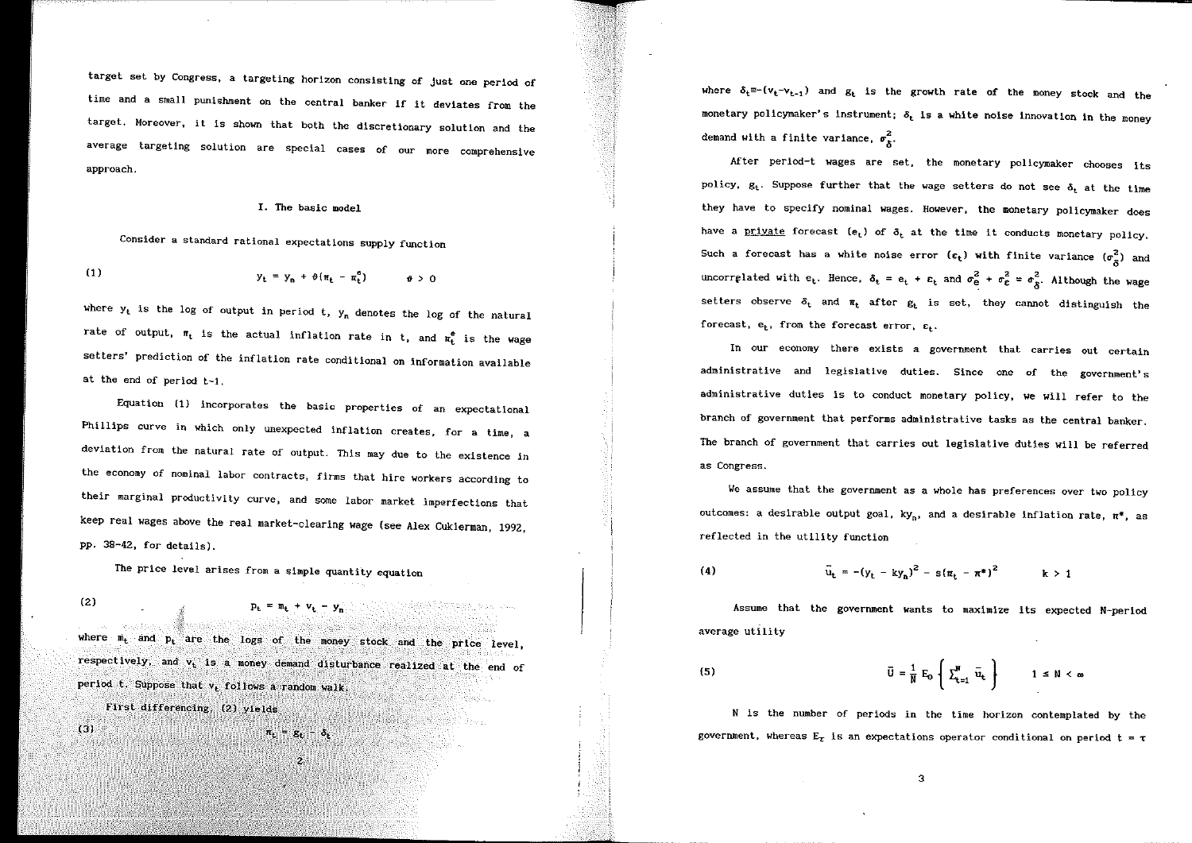target set by Congress, a targeting horizon consisting of just one period of time and a small punishment on the central banker if it deviates from the target. Moreover, it is shown that both the discretionary solution and the average targeting solution are special cases of our more comprehensive approach.

## I. The basic model

Consider a standard rational expectations supply function

$$y_t = y_n + \theta(\pi_t - \pi_t^e) \qquad \theta > 0 \tag{1}$$

where $y_t$ is the log of output in period t, $y_n$ denotes the log of the natural rate of output, $\pi_t$ is the actual inflation rate in t, and $\pi_t^e$ is the wage setters' prediction of the inflation rate conditional on information available at the end of period t-1.

Equation (1) incorporates the basic properties of an expectational Phillips curve in which only unexpected inflation creates, for a time, a deviation from the natural rate of output. This may due to the existence in the economy of nominal labor contracts, firms that hire workers according to their marginal productivity curve, and some labor market imperfections that keep real wages above the real market-clearing wage (see Alex Cukierman, 1992, pp. 38-42, for details).

The price level arises from a simple quantity equation

$$p_t = m_t + v_t - y_n \tag{2}$$

where $m_t$ and $p_t$ are the logs of the money stock and the price level, respectively, and $v_t$ is a money demand disturbance realized at the end of period t. Suppose that $v_t$ follows a random walk.

First differencing (2) yields

$$\pi_t = g_t - \delta_t \tag{3}$$

where $\delta_t = -(v_t - v_{t-1})$ and $g_t$ is the growth rate of the money stock and the monetary policymaker's instrument; $\delta_t$ is a white noise innovation in the money demand with a finite variance, $\sigma_\delta^2$.

After period-t wages are set, the monetary policymaker chooses its policy, $g_t$. Suppose further that the wage setters do not see $\delta_t$ at the time they have to specify nominal wages. However, the monetary policymaker does have a <u>private</u> forecast ($e_t$) of $\delta_t$ at the time it conducts monetary policy. Such a forecast has a white noise error ($\varepsilon_t$) with finite variance ($\sigma_\varepsilon^2$) and uncorrelated with $e_t$. Hence, $\delta_t = e_t + \varepsilon_t$ and $\sigma_e^2 + \sigma_\varepsilon^2 = \sigma_\delta^2$. Although the wage setters observe $\delta_t$ and $\pi_t$ after $g_t$ is set, they cannot distinguish the forecast, $e_t$, from the forecast error, $\varepsilon_t$.

In our economy there exists a government that carries out certain administrative and legislative duties. Since one of the government's administrative duties is to conduct monetary policy, we will refer to the branch of government that performs administrative tasks as the central banker. The branch of government that carries out legislative duties will be referred as Congress.

We assume that the government as a whole has preferences over two policy outcomes: a desirable output goal, $ky_n$, and a desirable inflation rate, $\pi^*$, as reflected in the utility function

$$\bar{u}_t = -(y_t - ky_n)^2 - s(\pi_t - \pi^*)^2 \qquad k > 1 \tag{4}$$

Assume that the government wants to maximize its expected N-period average utility

$$\bar{U} = \frac{1}{N} E_0 \left\{ \sum_{t=1}^{N} \bar{u}_t \right\} \qquad 1 \le N < \infty \tag{5}$$

N is the number of periods in the time horizon contemplated by the government, whereas $E_\tau$ is an expectations operator conditional on period $t = \tau$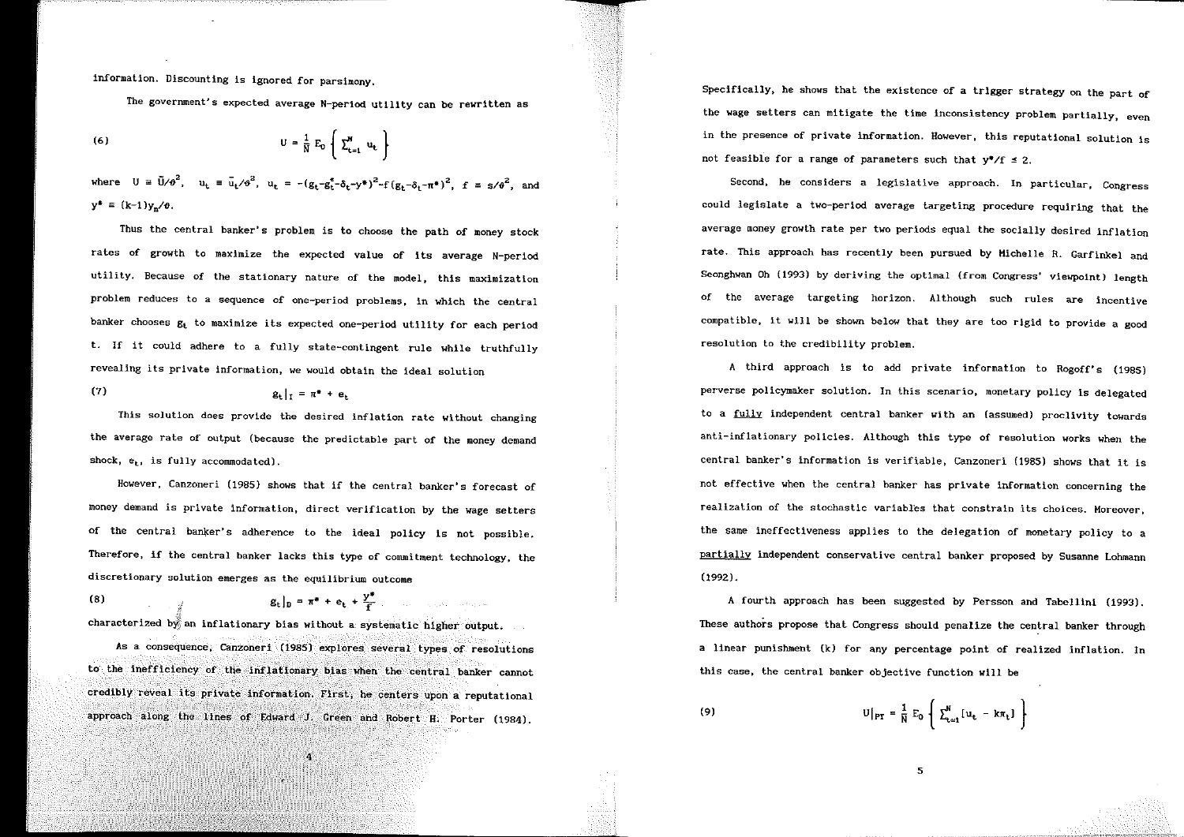information. Discounting is ignored for parsimony.

The government's expected average N-period utility can be rewritten as

$$U = \frac{1}{N} E_0 \left\{ \sum_{t=1}^{N} u_t \right\} \tag{6}$$

where $U \equiv \bar{U}/\theta^2$, $u_t \equiv \bar{u}_t/\theta^2$, $u_t = -(g_t - g_t^e - \delta_t - y^*)^2 - f(g_t - \delta_t - \pi^*)^2$, $f \equiv s/\theta^2$, and $y^* \equiv (k-1)y_n/\theta$.

Thus the central banker's problem is to choose the path of money stock rates of growth to maximize the expected value of its average N-period utility. Because of the stationary nature of the model, this maximization problem reduces to a sequence of one-period problems, in which the central banker chooses $g_t$ to maximize its expected one-period utility for each period t. If it could adhere to a fully state-contingent rule while truthfully revealing its private information, we would obtain the ideal solution

$$g_t|_I = \pi^* + e_t \tag{7}$$

This solution does provide the desired inflation rate without changing the average rate of output (because the predictable part of the money demand shock, $e_t$, is fully accommodated).

However, Canzoneri (1985) shows that if the central banker's forecast of money demand is private information, direct verification by the wage setters of the central banker's adherence to the ideal policy is not possible. Therefore, if the central banker lacks this type of commitment technology, the discretionary solution emerges as the equilibrium outcome

$$g_t|_D = \pi^* + e_t + \frac{y^*}{f} \tag{8}$$

characterized by an inflationary bias without a systematic higher output.

As a consequence, Canzoneri (1985) explores several types of resolutions to the inefficiency of the inflationary bias when the central banker cannot credibly reveal its private information. First, he centers upon a reputational approach along the lines of Edward J. Green and Robert H. Porter (1984). Specifically, he shows that the existence of a trigger strategy on the part of the wage setters can mitigate the time inconsistency problem partially, even in the presence of private information. However, this reputational solution is not feasible for a range of parameters such that $y^*/f \leq 2$.

Second, he considers a legislative approach. In particular, Congress could legislate a two-period average targeting procedure requiring that the average money growth rate per two periods equal the socially desired inflation rate. This approach has recently been pursued by Michelle R. Garfinkel and Seonghwan Oh (1993) by deriving the optimal (from Congress' viewpoint) length of the average targeting horizon. Although such rules are incentive compatible, it will be shown below that they are too rigid to provide a good resolution to the credibility problem.

A third approach is to add private information to Rogoff's (1985) perverse policymaker solution. In this scenario, monetary policy is delegated to a <u>fully</u> independent central banker with an (assumed) proclivity towards anti-inflationary policies. Although this type of resolution works when the central banker's information is verifiable, Canzoneri (1985) shows that it is not effective when the central banker has private information concerning the realization of the stochastic variables that constrain its choices. Moreover, the same ineffectiveness applies to the delegation of monetary policy to a <u>partially</u> independent conservative central banker proposed by Susanne Lohmann (1992).

A fourth approach has been suggested by Persson and Tabellini (1993). These authors propose that Congress should penalize the central banker through a linear punishment (k) for any percentage point of realized inflation. In this case, the central banker objective function will be

$$U|_{PT} = \frac{1}{N} E_0 \left\{ \sum_{t=1}^{N} [u_t - k\pi_t] \right\} \tag{9}$$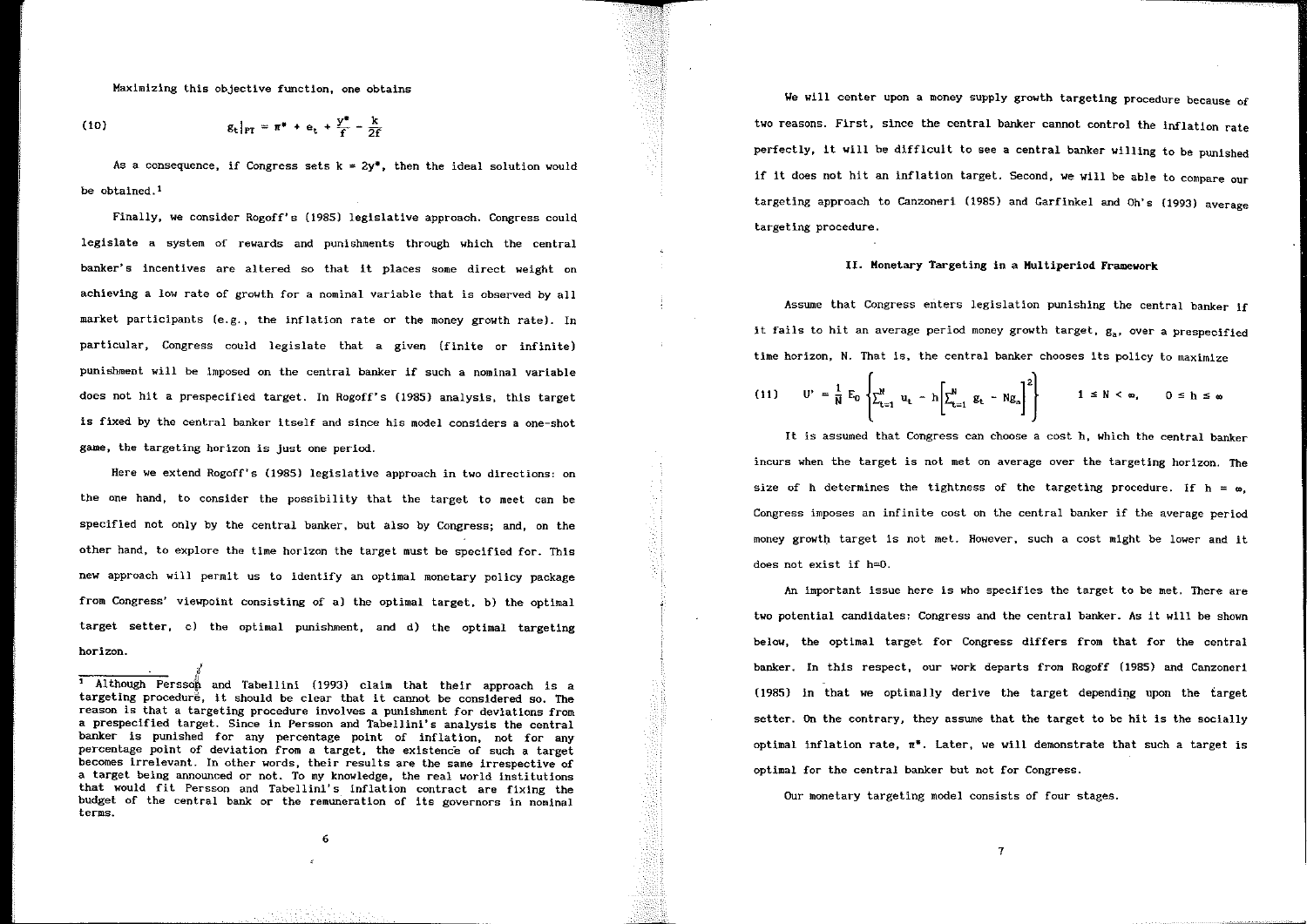Maximizing this objective function, one obtains

$$g_t|_{PT} = \pi^* + e_t + \frac{y^*}{f} - \frac{k}{2f} \tag{10}$$

As a consequence, if Congress sets $k = 2y^*$, then the ideal solution would be obtained.[1]

Finally, we consider Rogoff's (1985) legislative approach. Congress could legislate a system of rewards and punishments through which the central banker's incentives are altered so that it places some direct weight on achieving a low rate of growth for a nominal variable that is observed by all market participants (e.g., the inflation rate or the money growth rate). In particular, Congress could legislate that a given (finite or infinite) punishment will be imposed on the central banker if such a nominal variable does not hit a prespecified target. In Rogoff's (1985) analysis, this target is fixed by the central banker itself and since his model considers a one-shot game, the targeting horizon is just one period.

Here we extend Rogoff's (1985) legislative approach in two directions: on the one hand, to consider the possibility that the target to meet can be specified not only by the central banker, but also by Congress; and, on the other hand, to explore the time horizon the target must be specified for. This new approach will permit us to identify an optimal monetary policy package from Congress' viewpoint consisting of a) the optimal target, b) the optimal target setter, c) the optimal punishment, and d) the optimal targeting horizon.

[1] Although Persson and Tabellini (1993) claim that their approach is a targeting procedure, it should be clear that it cannot be considered so. The reason is that a targeting procedure involves a punishment for deviations from a prespecified target. Since in Persson and Tabellini's analysis the central banker is punished for any percentage point of inflation, not for any percentage point of deviation from a target, the existence of such a target becomes irrelevant. In other words, their results are the same irrespective of a target being announced or not. To my knowledge, the real world institutions that would fit Persson and Tabellini's inflation contract are fixing the budget of the central bank or the remuneration of its governors in nominal terms.

We will center upon a money supply growth targeting procedure because of two reasons. First, since the central banker cannot control the inflation rate perfectly, it will be difficult to see a central banker willing to be punished if it does not hit an inflation target. Second, we will be able to compare our targeting approach to Canzoneri (1985) and Garfinkel and Oh's (1993) average targeting procedure.

## II. Monetary Targeting in a Multiperiod Framework

Assume that Congress enters legislation punishing the central banker if it fails to hit an average period money growth target, $g_a$, over a prespecified time horizon, N. That is, the central banker chooses its policy to maximize

$$U' = \frac{1}{N} E_0 \left\{ \sum_{t=1}^{N} u_t - h\left[\sum_{t=1}^{N} g_t - Ng_a\right]^2 \right\} \qquad 1 \le N < \infty, \qquad 0 \le h \le \infty \tag{11}$$

It is assumed that Congress can choose a cost h, which the central banker incurs when the target is not met on average over the targeting horizon. The size of h determines the tightness of the targeting procedure. If $h = \infty$, Congress imposes an infinite cost on the central banker if the average period money growth target is not met. However, such a cost might be lower and it does not exist if h=0.

An important issue here is who specifies the target to be met. There are two potential candidates: Congress and the central banker. As it will be shown below, the optimal target for Congress differs from that for the central banker. In this respect, our work departs from Rogoff (1985) and Canzoneri (1985) in that we optimally derive the target depending upon the target setter. On the contrary, they assume that the target to be hit is the socially optimal inflation rate, $\pi^*$. Later, we will demonstrate that such a target is optimal for the central banker but not for Congress.

Our monetary targeting model consists of four stages.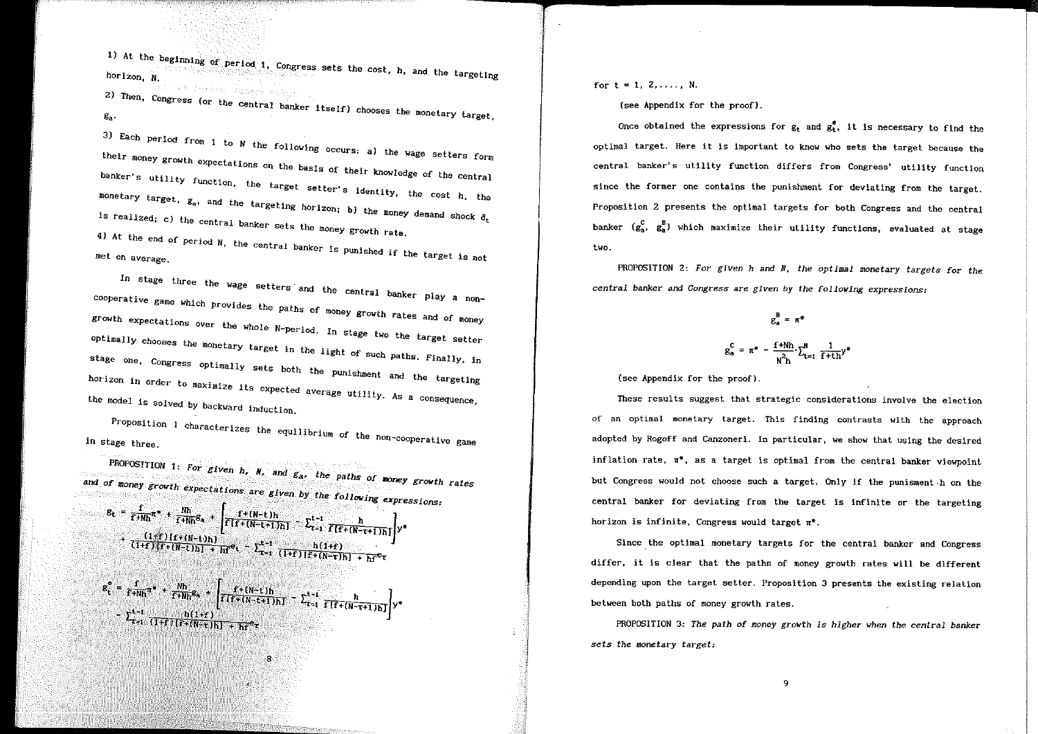1) At the beginning of period 1, Congress sets the cost, h, and the targeting horizon, N.

2) Then, Congress (or the central banker itself) chooses the monetary target, $g_a$.

3) Each period from 1 to N the following occurs: a) the wage setters form their money growth expectations on the basis of their knowledge of the central banker's utility function, the target setter's identity, the cost h, the monetary target, $g_a$, and the targeting horizon; b) the money demand shock $\delta_t$ is realized; c) the central banker sets the money growth rate.

4) At the end of period N, the central banker is punished if the target is not met on average.

In stage three the wage setters and the central banker play a non-cooperative game which provides the paths of money growth rates and of money growth expectations over the whole N-period. In stage two the target setter optimally chooses the monetary target in the light of such paths. Finally, in stage one, Congress optimally sets both the punishment and the targeting horizon in order to maximize its expected average utility. As a consequence, the model is solved by backward induction.

Proposition 1 characterizes the equilibrium of the non-cooperative game in stage three.

PROPOSITION 1: *For given h, N, and $g_a$, the paths of money growth rates and of money growth expectations are given by the following expressions:*

$$g_t = \frac{f}{f+Nh}\pi^* + \frac{Nh}{f+Nh}g_a + \left[\frac{f+(N-t)h}{f[f+(N-t+1)h]} - \sum_{\tau=1}^{t-1}\frac{h}{f[f+(N-\tau+1)h]}\right]y^*$$
$$+ \frac{(1+f)[f+(N-t)h]}{(1+f)[f+(N-t)h] + hf}e_t - \sum_{\tau=1}^{t-1}\frac{h(1+f)}{(1+f)[f+(N-\tau)h] + hf}e_\tau$$

$$g_t^e = \frac{f}{f+Nh}\pi^* + \frac{Nh}{f+Nh}g_a + \left[\frac{f+(N-t)h}{f[f+(N-t+1)h]} - \sum_{\tau=1}^{t-1}\frac{h}{f[f+(N-\tau+1)h]}\right]y^*$$
$$- \sum_{\tau=1}^{t-1}\frac{h(1+f)}{(1+f)[f+(N-\tau)h] + hf}e_\tau$$

for t = 1, 2,....., N.

(see Appendix for the proof).

Once obtained the expressions for $g_t$ and $g_t^e$, it is necessary to find the optimal target. Here it is important to know who sets the target because the central banker's utility function differs from Congress' utility function since the former one contains the punishment for deviating from the target. Proposition 2 presents the optimal targets for both Congress and the central banker ($g_a^C$, $g_a^B$) which maximize their utility functions, evaluated at stage two.

PROPOSITION 2: *For given h and N, the optimal monetary targets for the central banker and Congress are given by the following expressions:*

$$g_a^B = \pi^*$$

$$g_a^C = \pi^* - \frac{f+Nh}{N^2h}\cdot\sum_{t=1}^{N}\frac{1}{f+th}y^*$$

(see Appendix for the proof).

These results suggest that strategic considerations involve the election of an optimal monetary target. This finding contrasts with the approach adopted by Rogoff and Canzoneri. In particular, we show that using the desired inflation rate, $\pi^*$, as a target is optimal from the central banker viewpoint but Congress would not choose such a target. Only if the punisment h on the central banker for deviating from the target is infinite or the targeting horizon is infinite, Congress would target $\pi^*$.

Since the optimal monetary targets for the central banker and Congress differ, it is clear that the paths of money growth rates will be different depending upon the target setter. Proposition 3 presents the existing relation between both paths of money growth rates.

PROPOSITION 3: *The path of money growth is higher when the central banker sets the monetary target:*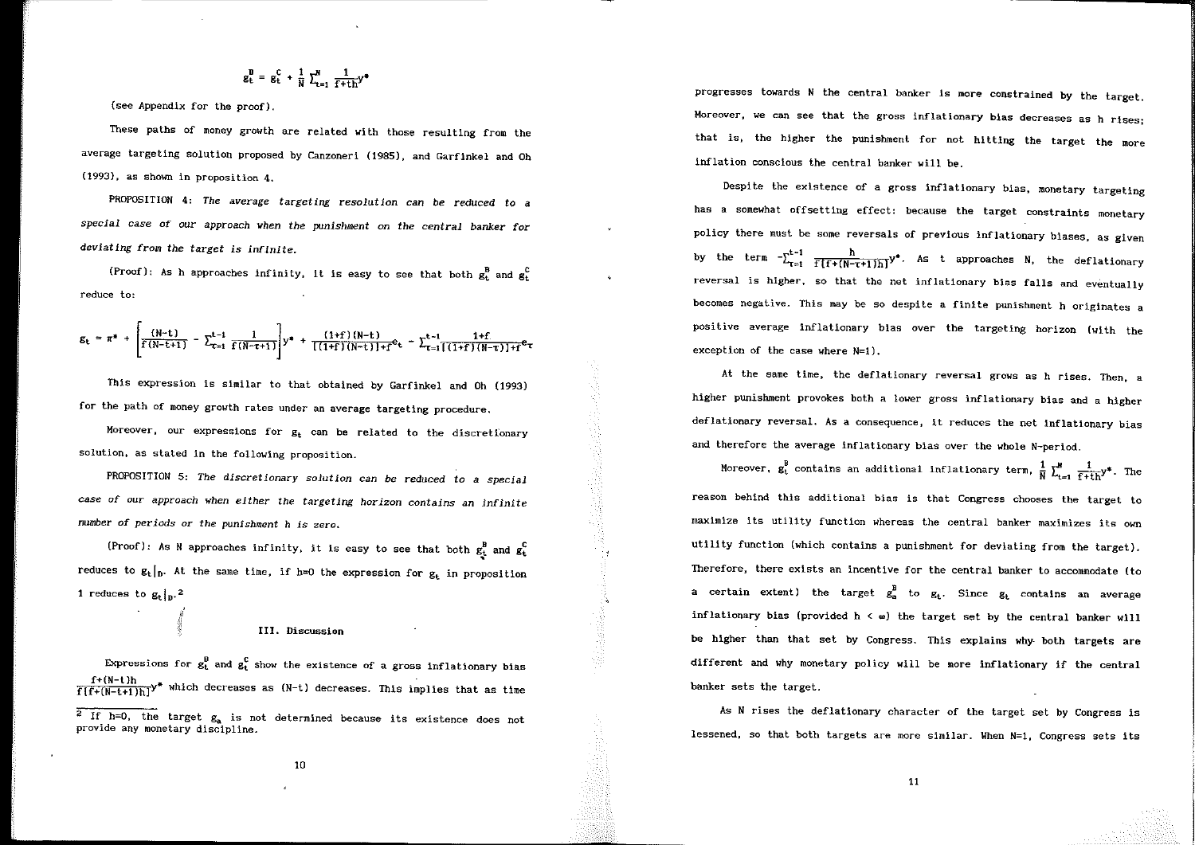$$g_t^B = g_t^C + \frac{1}{N}\sum_{t=1}^{N}\frac{1}{f+th}y^*$$

(see Appendix for the proof).

These paths of money growth are related with those resulting from the average targeting solution proposed by Canzoneri (1985), and Garfinkel and Oh (1993), as shown in proposition 4.

PROPOSITION 4: *The average targeting resolution can be reduced to a special case of our approach when the punishment on the central banker for deviating from the target is infinite.*

(Proof): As h approaches infinity, it is easy to see that both $g_t^B$ and $g_t^C$ reduce to:

$$g_t = \pi^* + \left[\frac{(N-t)}{f(N-t+1)} - \sum_{\tau=1}^{t-1}\frac{1}{f(N-\tau+1)}\right]y^* + \frac{(1+f)(N-t)}{[(1+f)(N-t)]+f}e_t - \sum_{\tau=1}^{t-1}\frac{1+f}{[(1+f)(N-\tau)]+f}e_\tau$$

This expression is similar to that obtained by Garfinkel and Oh (1993) for the path of money growth rates under an average targeting procedure.

Moreover, our expressions for $g_t$ can be related to the discretionary solution, as stated in the following proposition.

PROPOSITION 5: *The discretionary solution can be reduced to a special case of our approach when either the targeting horizon contains an infinite number of periods or the punishment h is zero.*

(Proof): As N approaches infinity, it is easy to see that both $g_t^B$ and $g_t^C$ reduces to $g_t|_D$. At the same time, if h=0 the expression for $g_t$ in proposition 1 reduces to $g_t|_D$.[2]

## III. Discussion

Expressions for $g_t^B$ and $g_t^C$ show the existence of a gross inflationary bias $\frac{f+(N-t)h}{f[f+(N-t+1)h]}y^*$ which decreases as (N-t) decreases. This implies that as time progresses towards N the central banker is more constrained by the target. Moreover, we can see that the gross inflationary bias decreases as h rises; that is, the higher the punishment for not hitting the target the more inflation conscious the central banker will be.

[2] If h=0, the target $g_a$ is not determined because its existence does not provide any monetary discipline.

Despite the existence of a gross inflationary bias, monetary targeting has a somewhat offsetting effect: because the target constraints monetary policy there must be some reversals of previous inflationary biases, as given by the term $-\sum_{\tau=1}^{t-1}\frac{h}{f[f+(N-\tau+1)h]}y^*$. As t approaches N, the deflationary reversal is higher, so that the net inflationary bias falls and eventually becomes negative. This may be so despite a finite punishment h originates a positive average inflationary bias over the targeting horizon (with the exception of the case where N=1).

At the same time, the deflationary reversal grows as h rises. Then, a higher punishment provokes both a lower gross inflationary bias and a higher deflationary reversal. As a consequence, it reduces the net inflationary bias and therefore the average inflationary bias over the whole N-period.

Moreover, $g_t^B$ contains an additional inflationary term, $\frac{1}{N}\sum_{t=1}^{N}\frac{1}{f+th}y^*$. The reason behind this additional bias is that Congress chooses the target to maximize its utility function whereas the central banker maximizes its own utility function (which contains a punishment for deviating from the target). Therefore, there exists an incentive for the central banker to accommodate (to a certain extent) the target $g_a^B$ to $g_t$. Since $g_t$ contains an average inflationary bias (provided $h < \infty$) the target set by the central banker will be higher than that set by Congress. This explains why both targets are different and why monetary policy will be more inflationary if the central banker sets the target.

As N rises the deflationary character of the target set by Congress is lessened, so that both targets are more similar. When N=1, Congress sets its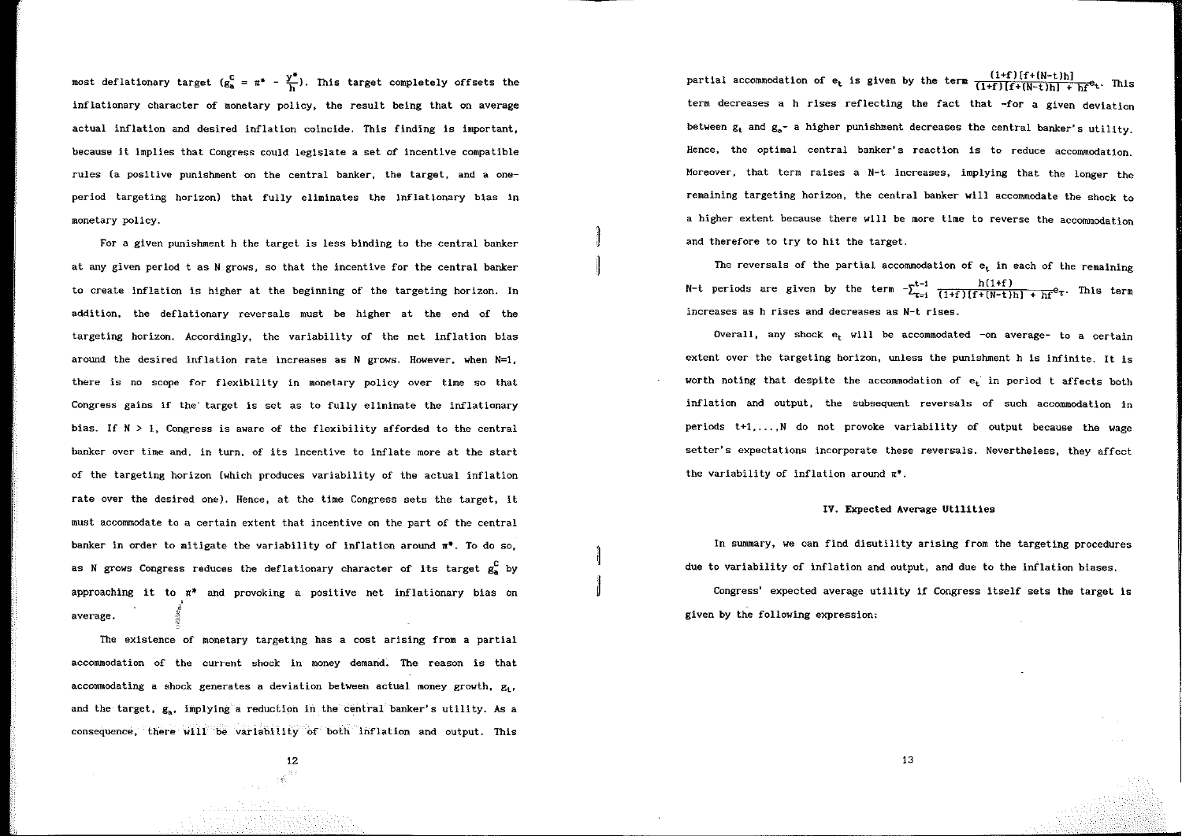most deflationary target ($g_a^c = \pi^* - \frac{y^*}{h}$). This target completely offsets the inflationary character of monetary policy, the result being that on average actual inflation and desired inflation coincide. This finding is important, because it implies that Congress could legislate a set of incentive compatible rules (a positive punishment on the central banker, the target, and a one-period targeting horizon) that fully eliminates the inflationary bias in monetary policy.

For a given punishment h the target is less binding to the central banker at any given period t as N grows, so that the incentive for the central banker to create inflation is higher at the beginning of the targeting horizon. In addition, the deflationary reversals must be higher at the end of the targeting horizon. Accordingly, the variability of the net inflation bias around the desired inflation rate increases as N grows. However, when N=1, there is no scope for flexibility in monetary policy over time so that Congress gains if the target is set as to fully eliminate the inflationary bias. If N > 1, Congress is aware of the flexibility afforded to the central banker over time and, in turn, of its incentive to inflate more at the start of the targeting horizon (which produces variability of the actual inflation rate over the desired one). Hence, at the time Congress sets the target, it must accommodate to a certain extent that incentive on the part of the central banker in order to mitigate the variability of inflation around $\pi^*$. To do so, as N grows Congress reduces the deflationary character of its target $g_a^c$ by approaching it to $\pi^*$ and provoking a positive net inflationary bias on average.

The existence of monetary targeting has a cost arising from a partial accommodation of the current shock in money demand. The reason is that accommodating a shock generates a deviation between actual money growth, $g_t$, and the target, $g_a$, implying a reduction in the central banker's utility. As a consequence, there will be variability of both inflation and output. This partial accommodation of $e_t$ is given by the term $\frac{(1+f)[f+(N-t)h]}{(1+f)[f+(N-t)h] + hf}e_t$. This term decreases a h rises reflecting the fact that -for a given deviation between $g_t$ and $g_a$- a higher punishment decreases the central banker's utility. Hence, the optimal central banker's reaction is to reduce accommodation. Moreover, that term raises a N-t increases, implying that the longer the remaining targeting horizon, the central banker will accommodate the shock to a higher extent because there will be more time to reverse the accommodation and therefore to try to hit the target.

The reversals of the partial accommodation of $e_t$ in each of the remaining N-t periods are given by the term $-\sum_{\tau=1}^{t-1} \frac{h(1+f)}{(1+f)[f+(N-t)h] + hf}e_\tau$. This term increases as h rises and decreases as N-t rises.

Overall, any shock $e_t$ will be accommodated -on average- to a certain extent over the targeting horizon, unless the punishment h is infinite. It is worth noting that despite the accommodation of $e_t$ in period t affects both inflation and output, the subsequent reversals of such accommodation in periods t+1,...,N do not provoke variability of output because the wage setter's expectations incorporate these reversals. Nevertheless, they affect the variability of inflation around $\pi^*$.

## IV. Expected Average Utilities

In summary, we can find disutility arising from the targeting procedures due to variability of inflation and output, and due to the inflation biases.

Congress' expected average utility if Congress itself sets the target is given by the following expression: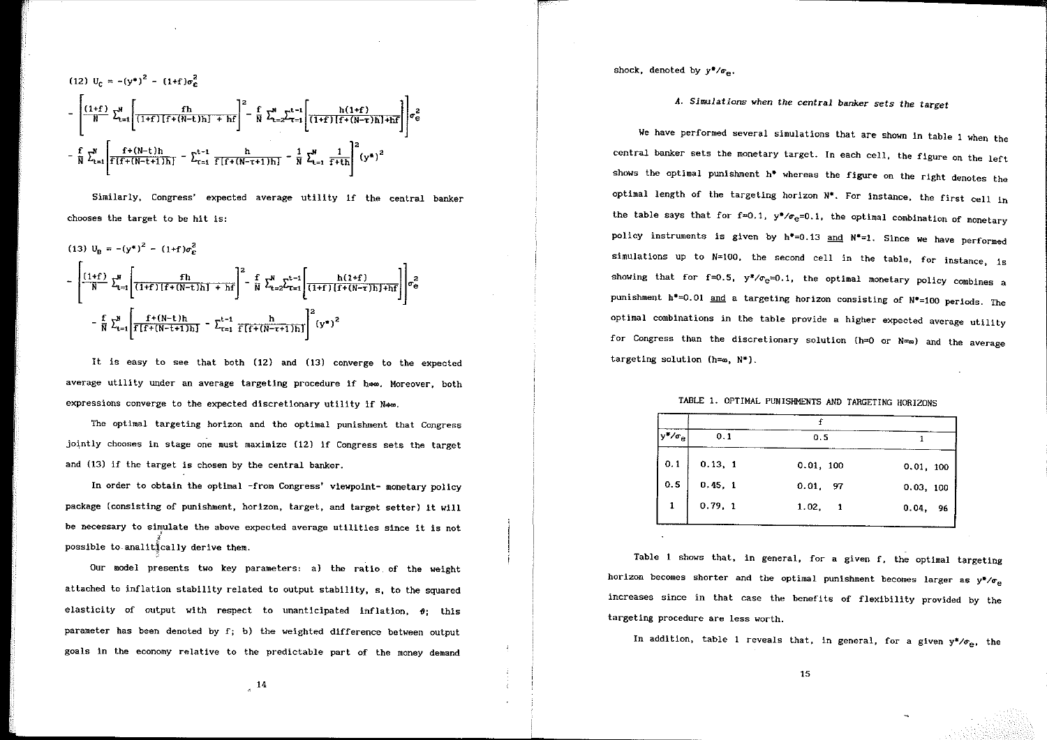$$(12)\ U_C = -(y^*)^2 - (1+f)\sigma_e^2$$

$$- \left[ \frac{(1+f)}{N} \sum_{t=1}^{N} \left[ \frac{fh}{(1+f)[f+(N-t)h] + hf} \right]^2 - \frac{f}{N} \sum_{t=2}^{N} \sum_{\tau=1}^{t-1} \left[ \frac{h(1+f)}{(1+f)[f+(N-\tau)h]+hf} \right] \right] \sigma_e^2$$

$$- \frac{f}{N} \sum_{t=1}^{N} \left[ \frac{f+(N-t)h}{f[f+(N-t+1)h]} - \sum_{\tau=1}^{t-1} \frac{h}{f[f+(N-\tau+1)h]} - \frac{1}{N} \sum_{t=1}^{N} \frac{1}{f+th} \right]^2 (y^*)^2$$

Similarly, Congress' expected average utility if the central banker chooses the target to be hit is:

$$(13)\ U_B = -(y^*)^2 - (1+f)\sigma_e^2$$

$$- \left[ \frac{(1+f)}{N} \sum_{t=1}^{N} \left[ \frac{fh}{(1+f)[f+(N-t)h] + hf} \right]^2 - \frac{f}{N} \sum_{t=2}^{N} \sum_{\tau=1}^{t-1} \left[ \frac{h(1+f)}{(1+f)[f+(N-\tau)h]+hf} \right] \right] \sigma_e^2$$

$$- \frac{f}{N} \sum_{t=1}^{N} \left[ \frac{f+(N-t)h}{f[f+(N-t+1)h]} - \sum_{\tau=1}^{t-1} \frac{h}{f[f+(N-\tau+1)h]} \right]^2 (y^*)^2$$

It is easy to see that both (12) and (13) converge to the expected average utility under an average targeting procedure if $h \to \infty$. Moreover, both expressions converge to the expected discretionary utility if $N \to \infty$.

The optimal targeting horizon and the optimal punishment that Congress jointly chooses in stage one must maximize (12) if Congress sets the target and (13) if the target is chosen by the central banker.

In order to obtain the optimal -from Congress' viewpoint- monetary policy package (consisting of punishment, horizon, target, and target setter) it will be necessary to simulate the above expected average utilities since it is not possible to analitically derive them.

Our model presents two key parameters: a) the ratio of the weight attached to inflation stability related to output stability, s, to the squared elasticity of output with respect to unanticipated inflation, $\theta$; this parameter has been denoted by f; b) the weighted difference between output goals in the economy relative to the predictable part of the money demand shock, denoted by $y^*/\sigma_e$.

### *A. Simulations when the central banker sets the target*

We have performed several simulations that are shown in table 1 when the central banker sets the monetary target. In each cell, the figure on the left shows the optimal punishment $h^*$ whereas the figure on the right denotes the optimal length of the targeting horizon $N^*$. For instance, the first cell in the table says that for f=0.1, $y^*/\sigma_e$=0.1, the optimal combination of monetary policy instruments is given by $h^*$=0.13 and $N^*$=1. Since we have performed simulations up to N=100, the second cell in the table, for instance, is showing that for f=0.5, $y^*/\sigma_e$=0.1, the optimal monetary policy combines a punishment $h^*$=0.01 and a targeting horizon consisting of $N^*$=100 periods. The optimal combinations in the table provide a higher expected average utility for Congress than the discretionary solution (h=0 or N=$\infty$) and the average targeting solution (h=$\infty$, $N^*$).

TABLE 1. OPTIMAL PUNISHMENTS AND TARGETING HORIZONS

| | f | | |
|---|---|---|---|
| $y^*/\sigma_e$ | 0.1 | 0.5 | 1 |
| 0.1 | 0.13, 1 | 0.01, 100 | 0.01, 100 |
| 0.5 | 0.45, 1 | 0.01, 97 | 0.03, 100 |
| 1 | 0.79, 1 | 1.02, 1 | 0.04, 96 |

Table 1 shows that, in general, for a given f, the optimal targeting horizon becomes shorter and the optimal punishment becomes larger as $y^*/\sigma_e$ increases since in that case the benefits of flexibility provided by the targeting procedure are less worth.

In addition, table 1 reveals that, in general, for a given $y^*/\sigma_e$, the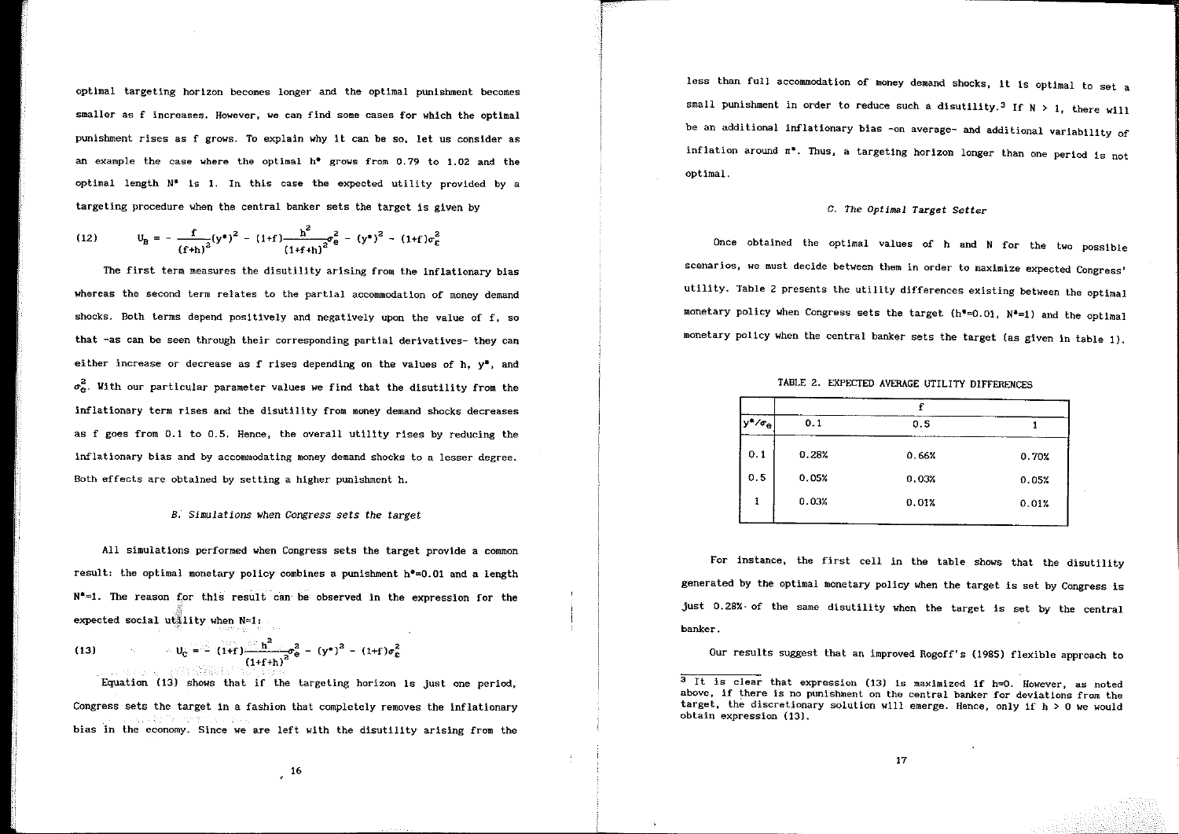optimal targeting horizon becomes longer and the optimal punishment becomes smaller as f increases. However, we can find some cases for which the optimal punishment rises as f grows. To explain why it can be so, let us consider as an example the case where the optimal $h^*$ grows from 0.79 to 1.02 and the optimal length $N^*$ is 1. In this case the expected utility provided by a targeting procedure when the central banker sets the target is given by

$$U_B = -\frac{f}{(f+h)^2}(y^*)^2 - (1+f)\frac{h^2}{(1+f+h)^2}\sigma_e^2 - (y^*)^2 - (1+f)\sigma_\varepsilon^2 \tag{12}$$

The first term measures the disutility arising from the inflationary bias whereas the second term relates to the partial accommodation of money demand shocks. Both terms depend positively and negatively upon the value of f, so that -as can be seen through their corresponding partial derivatives- they can either increase or decrease as f rises depending on the values of h, $y^*$, and $\sigma_e^2$. With our particular parameter values we find that the disutility from the inflationary term rises and the disutility from money demand shocks decreases as f goes from 0.1 to 0.5. Hence, the overall utility rises by reducing the inflationary bias and by accommodating money demand shocks to a lesser degree. Both effects are obtained by setting a higher punishment h.

### *B. Simulations when Congress sets the target*

All simulations performed when Congress sets the target provide a common result: the optimal monetary policy combines a punishment $h^*=0.01$ and a length $N^*=1$. The reason for this result can be observed in the expression for the expected social utility when N=1:

$$U_C = -(1+f)\frac{h^2}{(1+f+h)^2}\sigma_e^2 - (y^*)^2 - (1+f)\sigma_\varepsilon^2 \tag{13}$$

Equation (13) shows that if the targeting horizon is just one period, Congress sets the target in a fashion that completely removes the inflationary bias in the economy. Since we are left with the disutility arising from the less than full accommodation of money demand shocks, it is optimal to set a small punishment in order to reduce such a disutility.[3] If N > 1, there will be an additional inflationary bias -on average- and additional variability of inflation around $\pi^*$. Thus, a targeting horizon longer than one period is not optimal.

### *C. The Optimal Target Setter*

Once obtained the optimal values of h and N for the two possible scenarios, we must decide between them in order to maximize expected Congress' utility. Table 2 presents the utility differences existing between the optimal monetary policy when Congress sets the target ($h^*=0.01$, $N^*=1$) and the optimal monetary policy when the central banker sets the target (as given in table 1).

TABLE 2. EXPECTED AVERAGE UTILITY DIFFERENCES

| | f | | |
|---|---|---|---|
| $y^*/\sigma_e$ | 0.1 | 0.5 | 1 |
| 0.1 | 0.28% | 0.66% | 0.70% |
| 0.5 | 0.05% | 0.03% | 0.05% |
| 1 | 0.03% | 0.01% | 0.01% |

For instance, the first cell in the table shows that the disutility generated by the optimal monetary policy when the target is set by Congress is just 0.28% of the same disutility when the target is set by the central banker.

Our results suggest that an improved Rogoff's (1985) flexible approach to

[3] It is clear that expression (13) is maximized if h=0. However, as noted above, if there is no punishment on the central banker for deviations from the target, the discretionary solution will emerge. Hence, only if h > 0 we would obtain expression (13).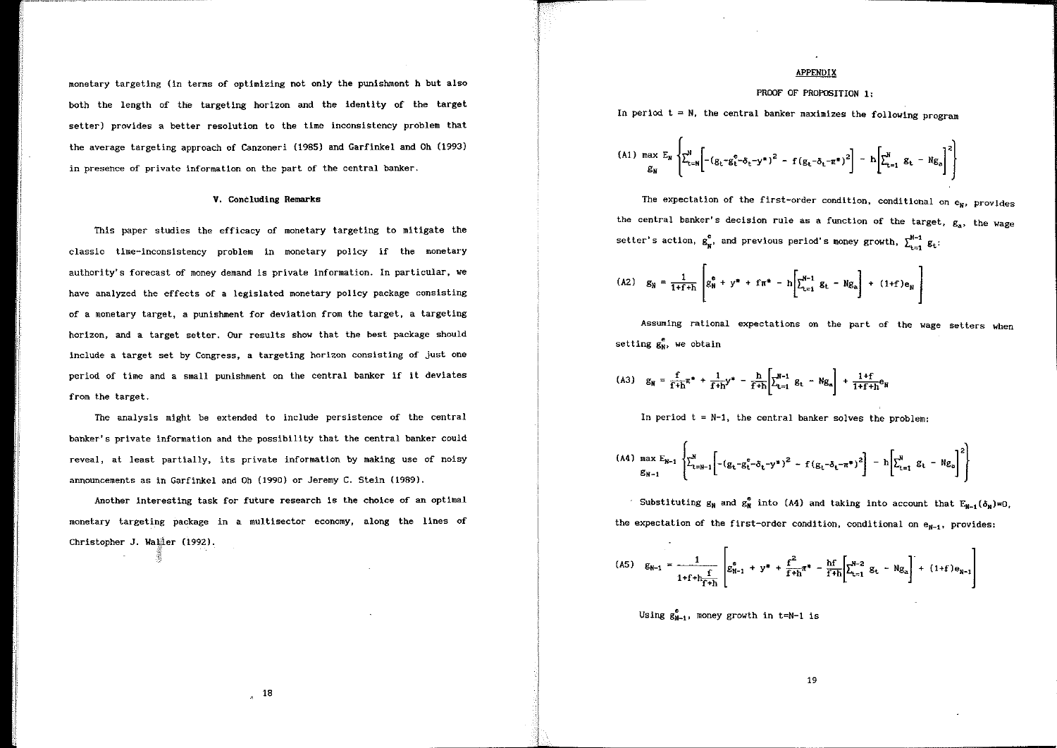monetary targeting (in terms of optimizing not only the punishment h but also both the length of the targeting horizon and the identity of the target setter) provides a better resolution to the time inconsistency problem that the average targeting approach of Canzoneri (1985) and Garfinkel and Oh (1993) in presence of private information on the part of the central banker.

## V. Concluding Remarks

This paper studies the efficacy of monetary targeting to mitigate the classic time-inconsistency problem in monetary policy if the monetary authority's forecast of money demand is private information. In particular, we have analyzed the effects of a legislated monetary policy package consisting of a monetary target, a punishment for deviation from the target, a targeting horizon, and a target setter. Our results show that the best package should include a target set by Congress, a targeting horizon consisting of just one period of time and a small punishment on the central banker if it deviates from the target.

The analysis might be extended to include persistence of the central banker's private information and the possibility that the central banker could reveal, at least partially, its private information by making use of noisy announcements as in Garfinkel and Oh (1990) or Jeremy C. Stein (1989).

Another interesting task for future research is the choice of an optimal monetary targeting package in a multisector economy, along the lines of Christopher J. Waller (1992).

## APPENDIX

### PROOF OF PROPOSITION 1:

In period $t = N$, the central banker maximizes the following program

$$\text{(A1)} \quad \max_{g_N} E_N \left\{ \sum_{t=N}^{N} \left[ -(g_t - g_t^e - \delta_t - y^*)^2 - f(g_t - \delta_t - \pi^*)^2 \right] - h\left[ \sum_{t=1}^{N} g_t - Ng_a \right]^2 \right\}$$

The expectation of the first-order condition, conditional on $e_N$, provides the central banker's decision rule as a function of the target, $g_a$, the wage setter's action, $g_N^e$, and previous period's money growth, $\sum_{t=1}^{N-1} g_t$:

$$\text{(A2)} \quad g_N = \frac{1}{1+f+h} \left[ g_N^e + y^* + f\pi^* - h\left[ \sum_{t=1}^{N-1} g_t - Ng_a \right] + (1+f)e_N \right]$$

Assuming rational expectations on the part of the wage setters when setting $g_N^e$, we obtain

$$\text{(A3)} \quad g_N = \frac{f}{f+h}\pi^* + \frac{1}{f+h}y^* - \frac{h}{f+h}\left[ \sum_{t=1}^{N-1} g_t - Ng_a \right] + \frac{1+f}{1+f+h}e_N$$

In period $t = N-1$, the central banker solves the problem:

$$\text{(A4)} \quad \max_{g_{N-1}} E_{N-1} \left\{ \sum_{t=N-1}^{N} \left[ -(g_t - g_t^e - \delta_t - y^*)^2 - f(g_t - \delta_t - \pi^*)^2 \right] - h\left[ \sum_{t=1}^{N} g_t - Ng_a \right]^2 \right\}$$

Substituting $g_N$ and $g_N^e$ into (A4) and taking into account that $E_{N-1}(\delta_N)=0$, the expectation of the first-order condition, conditional on $e_{N-1}$, provides:

$$\text{(A5)} \quad g_{N-1} = \frac{1}{1+f+h\frac{f}{f+h}} \left[ g_{N-1}^e + y^* + \frac{f^2}{f+h}\pi^* - \frac{hf}{f+h}\left[ \sum_{t=1}^{N-2} g_t - Ng_a \right] + (1+f)e_{N-1} \right]$$

Using $g_{N-1}^e$, money growth in $t=N-1$ is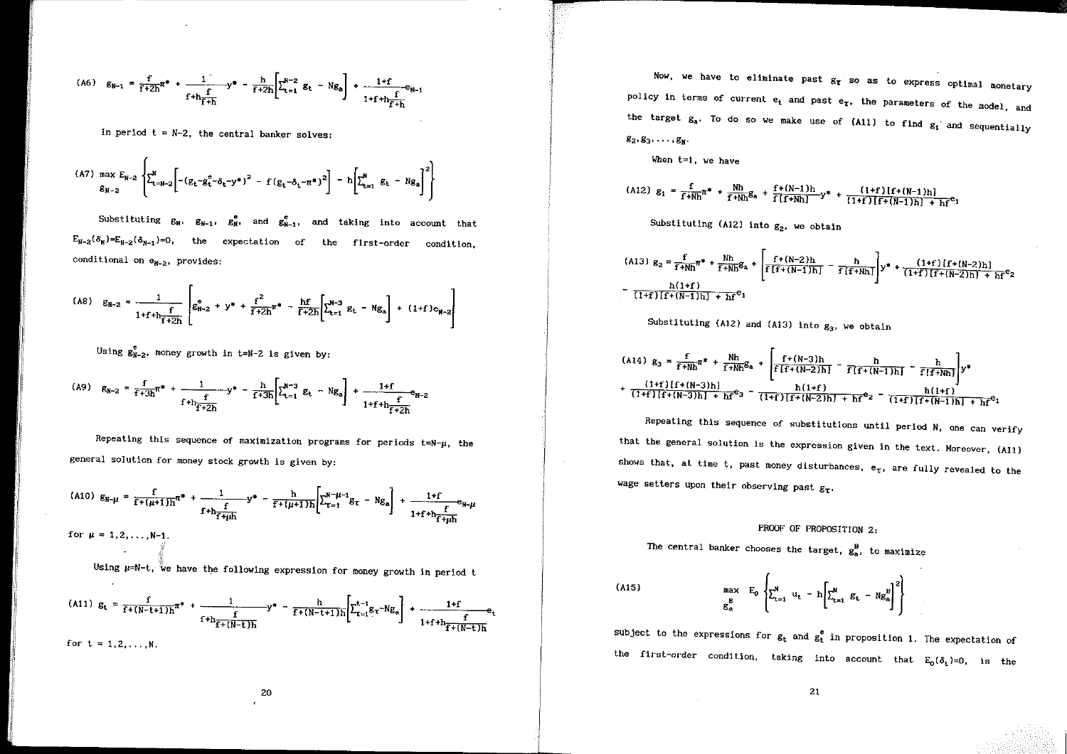$$\text{(A6)}\quad g_{N-1} = \frac{f}{f+2h}\pi^* + \frac{1}{f+h\frac{f}{f+h}}y^* - \frac{h}{f+2h}\left[\sum_{t=1}^{N-2} g_t - Ng_a\right] + \frac{1+f}{1+f+h\frac{f}{f+h}}e_{N-1}$$

In period t = N-2, the central banker solves:

$$\text{(A7)}\quad \max_{g_{N-2}} E_{N-2}\left\{\sum_{t=N-2}^{N}\left[-(g_t-g_t^e-\delta_t-y^*)^2 - f(g_t-\delta_t-\pi^*)^2\right] - h\left[\sum_{t=1}^{N} g_t - Ng_a\right]^2\right\}$$

Substituting $g_N$, $g_{N-1}$, $g_N^e$, and $g_{N-1}^e$, and taking into account that $E_{N-2}(\delta_N)=E_{N-2}(\delta_{N-1})=0$, the expectation of the first-order condition, conditional on $e_{N-2}$, provides:

$$\text{(A8)}\quad g_{N-2} = \frac{1}{1+f+h\frac{f}{f+2h}}\left[g_{N-2}^e + y^* + \frac{f^2}{f+2h}\pi^* - \frac{hf}{f+2h}\left[\sum_{t=1}^{N-3} g_t - Ng_a\right] + (1+f)e_{N-2}\right]$$

Using $g_{N-2}^e$, money growth in t=N-2 is given by:

$$\text{(A9)}\quad g_{N-2} = \frac{f}{f+3h}\pi^* + \frac{1}{f+h\frac{f}{f+2h}}y^* - \frac{h}{f+3h}\left[\sum_{t=1}^{N-3} g_t - Ng_a\right] + \frac{1+f}{1+f+h\frac{f}{f+2h}}e_{N-2}$$

Repeating this sequence of maximization programs for periods $t=N-\mu$, the general solution for money stock growth is given by:

$$\text{(A10)}\quad g_{N-\mu} = \frac{f}{f+(\mu+1)h}\pi^* + \frac{1}{f+h\frac{f}{f+\mu h}}y^* - \frac{h}{f+(\mu+1)h}\left[\sum_{\tau=1}^{N-\mu-1} g_\tau - Ng_a\right] + \frac{1+f}{1+f+h\frac{f}{f+\mu h}}e_{N-\mu}$$

for $\mu = 1,2,\ldots,N-1$.

Using $\mu=N-t$, we have the following expression for money growth in period t

$$\text{(A11)}\quad g_t = \frac{f}{f+(N-t+1)h}\pi^* + \frac{1}{f+h\frac{f}{f+(N-t)h}}y^* - \frac{h}{f+(N-t+1)h}\left[\sum_{\tau=1}^{t-1} g_\tau - Ng_a\right] + \frac{1+f}{1+f+h\frac{f}{f+(N-t)h}}e_t$$

for $t = 1,2,\ldots,N$.

Now, we have to eliminate past $g_\tau$ so as to express optimal monetary policy in terms of current $e_t$ and past $e_\tau$, the parameters of the model, and the target $g_a$. To do so we make use of (A11) to find $g_1$ and sequentially $g_2, g_3, \ldots, g_N$.

When t=1, we have

$$\text{(A12)}\quad g_1 = \frac{f}{f+Nh}\pi^* + \frac{Nh}{f+Nh}g_a + \frac{f+(N-1)h}{f[f+Nh]}y^* + \frac{(1+f)[f+(N-1)h]}{(1+f)[f+(N-1)h] + hf}e_1$$

Substituting (A12) into $g_2$, we obtain

$$\text{(A13)}\quad g_2 = \frac{f}{f+Nh}\pi^* + \frac{Nh}{f+Nh}g_a + \left[\frac{f+(N-2)h}{f[f+(N-1)h]} - \frac{h}{f[f+Nh]}\right]y^* + \frac{(1+f)[f+(N-2)h]}{(1+f)[f+(N-2)h] + hf}e_2$$
$$- \frac{h(1+f)}{(1+f)[f+(N-1)h] + hf}e_1$$

Substituting (A12) and (A13) into $g_3$, we obtain

$$\text{(A14)}\quad g_3 = \frac{f}{f+Nh}\pi^* + \frac{Nh}{f+Nh}g_a + \left[\frac{f+(N-3)h}{f[f+(N-2)h]} - \frac{h}{f[f+(N-1)h]} - \frac{h}{f[f+Nh]}\right]y^*$$
$$+ \frac{(1+f)[f+(N-3)h]}{(1+f)[f+(N-3)h] + hf}e_3 - \frac{h(1+f)}{(1+f)[f+(N-2)h] + hf}e_2 - \frac{h(1+f)}{(1+f)[f+(N-1)h] + hf}e_1$$

Repeating this sequence of substitutions until period N, one can verify that the general solution is the expression given in the text. Moreover, (A11) shows that, at time t, past money disturbances, $e_\tau$, are fully revealed to the wage setters upon their observing past $g_\tau$.

## PROOF OF PROPOSITION 2:

The central banker chooses the target, $g_a^B$, to maximize

$$\text{(A15)}\quad \max_{g_a^B} E_0\left\{\sum_{t=1}^{N} u_t - h\left[\sum_{t=1}^{N} g_t - Ng_a^B\right]^2\right\}$$

subject to the expressions for $g_t$ and $g_t^e$ in proposition 1. The expectation of the first-order condition, taking into account that $E_0(\delta_t)=0$, is the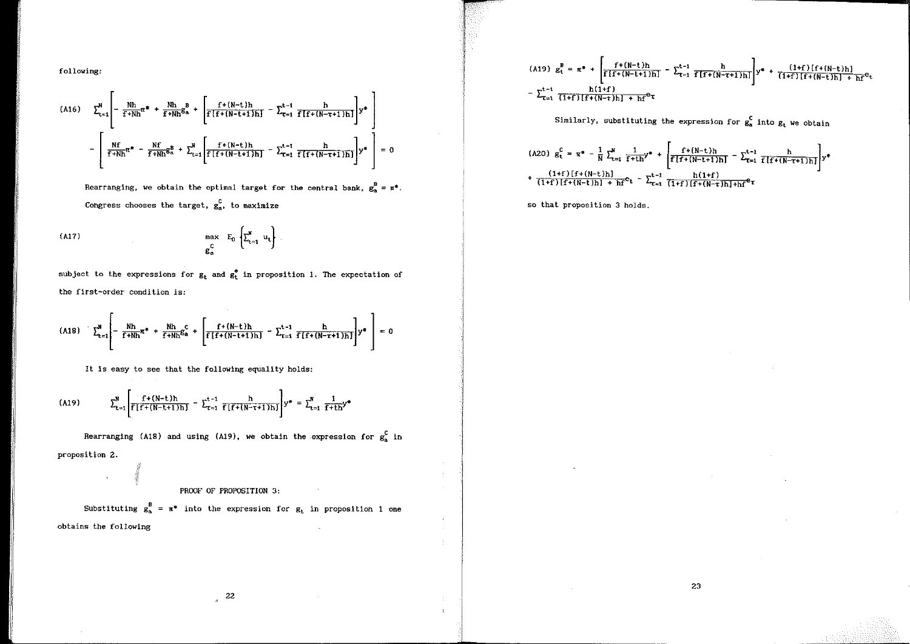following:

$$\text{(A16)} \quad \sum_{t=1}^{N}\left[-\frac{Nh}{f+Nh}\pi^* + \frac{Nh}{f+Nh}g_a^B + \left[\frac{f+(N-t)h}{f[f+(N-t+1)h]} - \sum_{\tau=1}^{t-1}\frac{h}{f[f+(N-\tau+1)h]}\right]y^*\right]$$

$$-\left[\frac{Nf}{f+Nh}\pi^* - \frac{Nf}{f+Nh}g_a^B + \sum_{t=1}^{N}\left[\frac{f+(N-t)h}{f[f+(N-t+1)h]} - \sum_{\tau=1}^{t-1}\frac{h}{f[f+(N-\tau+1)h]}\right]y^*\right] = 0$$

Rearranging, we obtain the optimal target for the central bank, $g_a^B = \pi^*$.

Congress chooses the target, $g_a^C$, to maximize

$$\text{(A17)} \quad \max_{g_a^C} \; E_0\left\{\sum_{t=1}^{N} u_t\right\}$$

subject to the expressions for $g_t$ and $g_t^*$ in proposition 1. The expectation of the first-order condition is:

$$\text{(A18)} \quad \sum_{t=1}^{N}\left[-\frac{Nh}{f+Nh}\pi^* + \frac{Nh}{f+Nh}g_a^C + \left[\frac{f+(N-t)h}{f[f+(N-t+1)h]} - \sum_{\tau=1}^{t-1}\frac{h}{f[f+(N-\tau+1)h]}\right]y^*\right] = 0$$

It is easy to see that the following equality holds:

$$\text{(A19)} \quad \sum_{t=1}^{N}\left[\frac{f+(N-t)h}{f[f+(N-t+1)h]} - \sum_{\tau=1}^{t-1}\frac{h}{f[f+(N-\tau+1)h]}\right]y^* = \sum_{t=1}^{N}\frac{1}{f+th}y^*$$

Rearranging (A18) and using (A19), we obtain the expression for $g_a^C$ in proposition 2.

PROOF OF PROPOSITION 3:

Substituting $g_a^B = \pi^*$ into the expression for $g_t$ in proposition 1 one obtains the following

$$\text{(A19)} \quad g_t^B = \pi^* + \left[\frac{f+(N-t)h}{f[f+(N-t+1)h]} - \sum_{\tau=1}^{t-1}\frac{h}{f[f+(N-\tau+1)h]}\right]y^* + \frac{(1+f)[f+(N-t)h]}{(1+f)[f+(N-t)h] + hf}e_t$$

$$- \sum_{\tau=1}^{t-1}\frac{h(1+f)}{(1+f)[f+(N-\tau)h] + hf}e_\tau$$

Similarly, substituting the expression for $g_a^C$ into $g_t$ we obtain

$$\text{(A20)} \quad g_t^C = \pi^* - \frac{1}{N}\sum_{t=1}^{N}\frac{1}{f+th}y^* + \left[\frac{f+(N-t)h}{f[f+(N-t+1)h]} - \sum_{\tau=1}^{t-1}\frac{h}{f[f+(N-\tau+1)h]}\right]y^*$$

$$+ \frac{(1+f)[f+(N-t)h]}{(1+f)[f+(N-t)h] + hf}e_t - \sum_{\tau=1}^{t-1}\frac{h(1+f)}{(1+f)[f+(N-\tau)h]+hf}e_\tau$$

so that proposition 3 holds.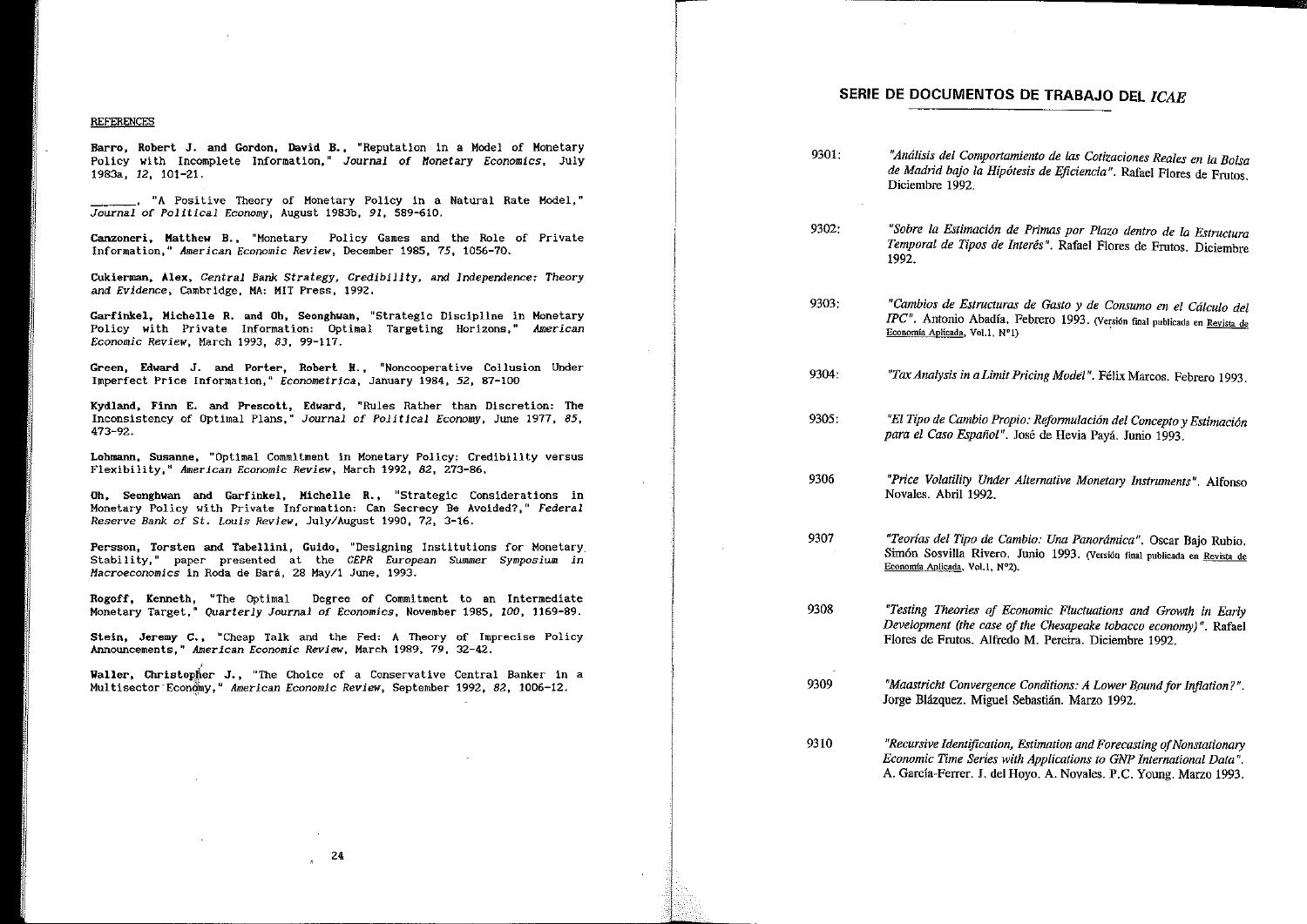REFERENCES

**Barro, Robert J. and Gordon, David B.**, "Reputation in a Model of Monetary Policy with Incomplete Information," *Journal of Monetary Economics*, July 1983a, *12*, 101-21.

_______, "A Positive Theory of Monetary Policy in a Natural Rate Model," *Journal of Political Economy*, August 1983b, *91*, 589-610.

**Canzoneri, Matthew B.**, "Monetary Policy Games and the Role of Private Information," *American Economic Review*, December 1985, *75*, 1056-70.

**Cukierman, Alex**, *Central Bank Strategy, Credibility, and Independence: Theory and Evidence*, Cambridge, MA: MIT Press, 1992.

**Garfinkel, Michelle R. and Oh, Seonghwan**, "Strategic Discipline in Monetary Policy with Private Information: Optimal Targeting Horizons," *American Economic Review*, March 1993, *83*, 99-117.

**Green, Edward J. and Porter, Robert H.**, "Noncooperative Collusion Under Imperfect Price Information," *Econometrica*, January 1984, *52*, 87-100

**Kydland, Finn E. and Prescott, Edward**, "Rules Rather than Discretion: The Inconsistency of Optimal Plans," *Journal of Political Economy*, June 1977, *85*, 473-92.

**Lohmann, Susanne**, "Optimal Commitment in Monetary Policy: Credibility versus Flexibility," *American Economic Review*, March 1992, *82*, 273-86.

**Oh, Seonghwan and Garfinkel, Michelle R.**, "Strategic Considerations in Monetary Policy with Private Information: Can Secrecy Be Avoided?," *Federal Reserve Bank of St. Louis Review*, July/August 1990, *72*, 3-16.

**Persson, Torsten and Tabellini, Guido**, "Designing Institutions for Monetary Stability," paper presented at the *CEPR European Summer Symposium in Macroeconomics* in Roda de Bará, 28 May/1 June, 1993.

**Rogoff, Kenneth**, "The Optimal Degree of Commitment to an Intermediate Monetary Target," *Quarterly Journal of Economics*, November 1985, *100*, 1169-89.

**Stein, Jeremy C.**, "Cheap Talk and the Fed: A Theory of Imprecise Policy Announcements," *American Economic Review*, March 1989, *79*, 32-42.

**Waller, Christopher J.**, "The Choice of a Conservative Central Banker in a Multisector Economy," *American Economic Review*, September 1992, *82*, 1006-12.

## SERIE DE DOCUMENTOS DE TRABAJO DEL *ICAE*

9301: *"Análisis del Comportamiento de las Cotizaciones Reales en la Bolsa de Madrid bajo la Hipótesis de Eficiencia"*. Rafael Flores de Frutos. Diciembre 1992.

9302: *"Sobre la Estimación de Primas por Plazo dentro de la Estructura Temporal de Tipos de Interés"*. Rafael Flores de Frutos. Diciembre 1992.

9303: *"Cambios de Estructuras de Gasto y de Consumo en el Cálculo del IPC"*. Antonio Abadía. Febrero 1993. (Versión final publicada en Revista de Economía Aplicada, Vol.1, Nº1)

9304: *"Tax Analysis in a Limit Pricing Model"*. Félix Marcos. Febrero 1993.

9305: *"El Tipo de Cambio Propio: Reformulación del Concepto y Estimación para el Caso Español"*. José de Hevia Payá. Junio 1993.

9306 *"Price Volatility Under Alternative Monetary Instruments"*. Alfonso Novales. Abril 1992.

9307 *"Teorías del Tipo de Cambio: Una Panorámica"*. Oscar Bajo Rubio. Simón Sosvilla Rivero. Junio 1993. (Versión final publicada en Revista de Economía Aplicada, Vol.1, Nº2).

9308 *"Testing Theories of Economic Fluctuations and Growth in Early Development (the case of the Chesapeake tobacco economy)"*. Rafael Flores de Frutos. Alfredo M. Pereira. Diciembre 1992.

9309 *"Maastricht Convergence Conditions: A Lower Bound for Inflation?"*. Jorge Blázquez. Miguel Sebastián. Marzo 1992.

9310 *"Recursive Identification, Estimation and Forecasting of Nonstationary Economic Time Series with Applications to GNP International Data"*. A. García-Ferrer. J. del Hoyo. A. Novales. P.C. Young. Marzo 1993.